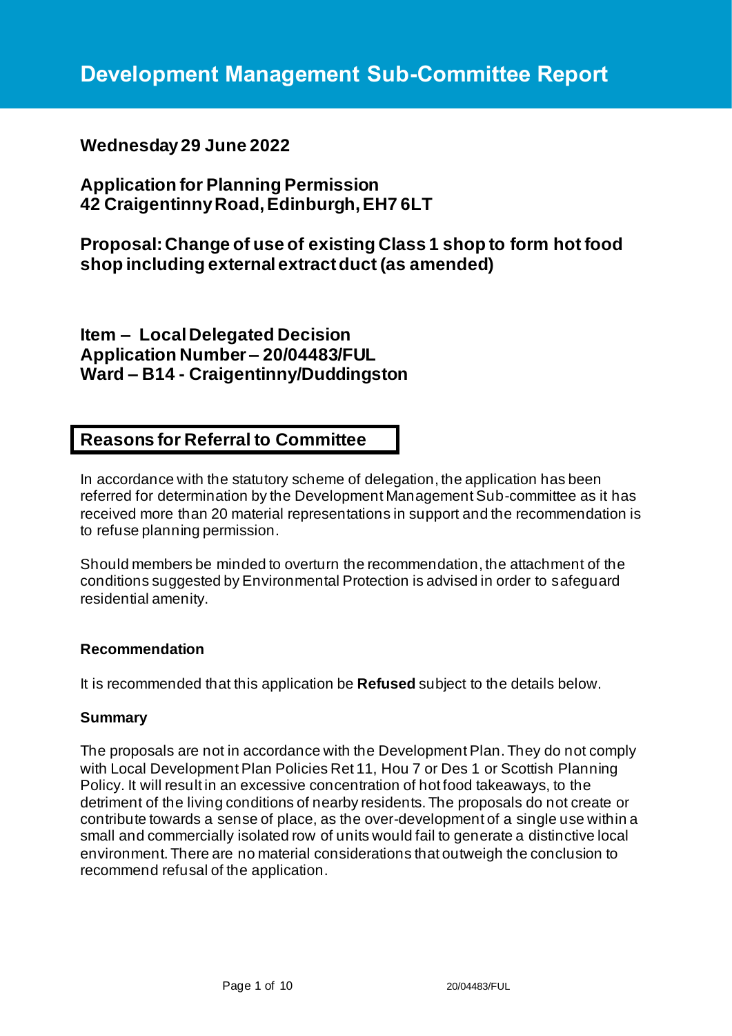# Development Management Sub-Committee Report

**Wednesday 29 June 2022**

**Application for Planning Permission**
**42 Craigentinny Road, Edinburgh, EH7 6LT**

**Proposal: Change of use of existing Class 1 shop to form hot food shop including external extract duct (as amended)**

**Item – Local Delegated Decision**
**Application Number – 20/04483/FUL**
**Ward – B14 - Craigentinny/Duddingston**

## Reasons for Referral to Committee

In accordance with the statutory scheme of delegation, the application has been referred for determination by the Development Management Sub-committee as it has received more than 20 material representations in support and the recommendation is to refuse planning permission.

Should members be minded to overturn the recommendation, the attachment of the conditions suggested by Environmental Protection is advised in order to safeguard residential amenity.

### Recommendation

It is recommended that this application be **Refused** subject to the details below.

### Summary

The proposals are not in accordance with the Development Plan. They do not comply with Local Development Plan Policies Ret 11, Hou 7 or Des 1 or Scottish Planning Policy. It will result in an excessive concentration of hot food takeaways, to the detriment of the living conditions of nearby residents. The proposals do not create or contribute towards a sense of place, as the over-development of a single use within a small and commercially isolated row of units would fail to generate a distinctive local environment. There are no material considerations that outweigh the conclusion to recommend refusal of the application.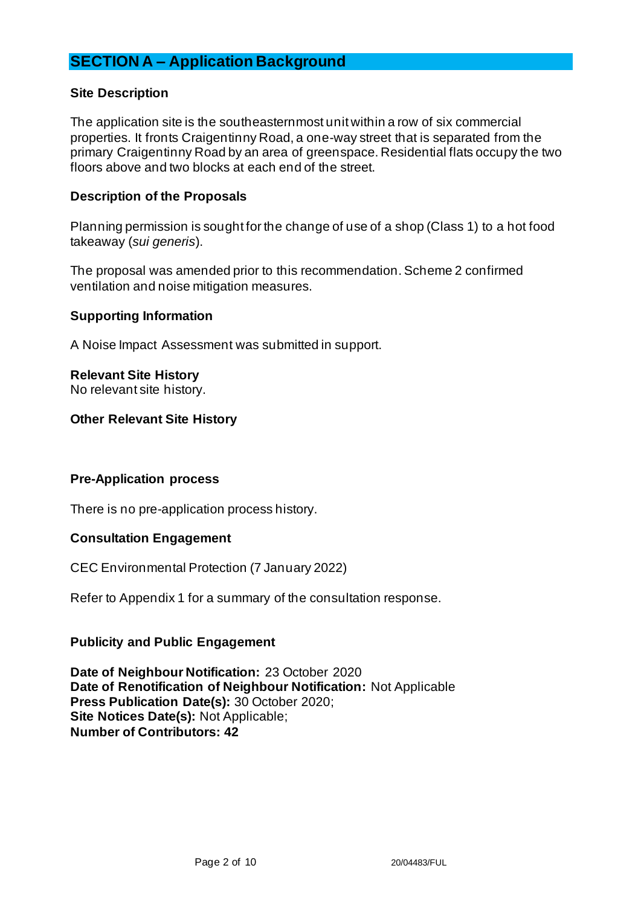## SECTION A – Application Background

### Site Description

The application site is the southeasternmost unit within a row of six commercial properties. It fronts Craigentinny Road, a one-way street that is separated from the primary Craigentinny Road by an area of greenspace. Residential flats occupy the two floors above and two blocks at each end of the street.

### Description of the Proposals

Planning permission is sought for the change of use of a shop (Class 1) to a hot food takeaway (*sui generis*).

The proposal was amended prior to this recommendation. Scheme 2 confirmed ventilation and noise mitigation measures.

### Supporting Information

A Noise Impact Assessment was submitted in support.

### Relevant Site History

No relevant site history.

### Other Relevant Site History

### Pre-Application process

There is no pre-application process history.

### Consultation Engagement

CEC Environmental Protection (7 January 2022)

Refer to Appendix 1 for a summary of the consultation response.

### Publicity and Public Engagement

**Date of Neighbour Notification:** 23 October 2020
**Date of Renotification of Neighbour Notification:** Not Applicable
**Press Publication Date(s):** 30 October 2020;
**Site Notices Date(s):** Not Applicable;
**Number of Contributors: 42**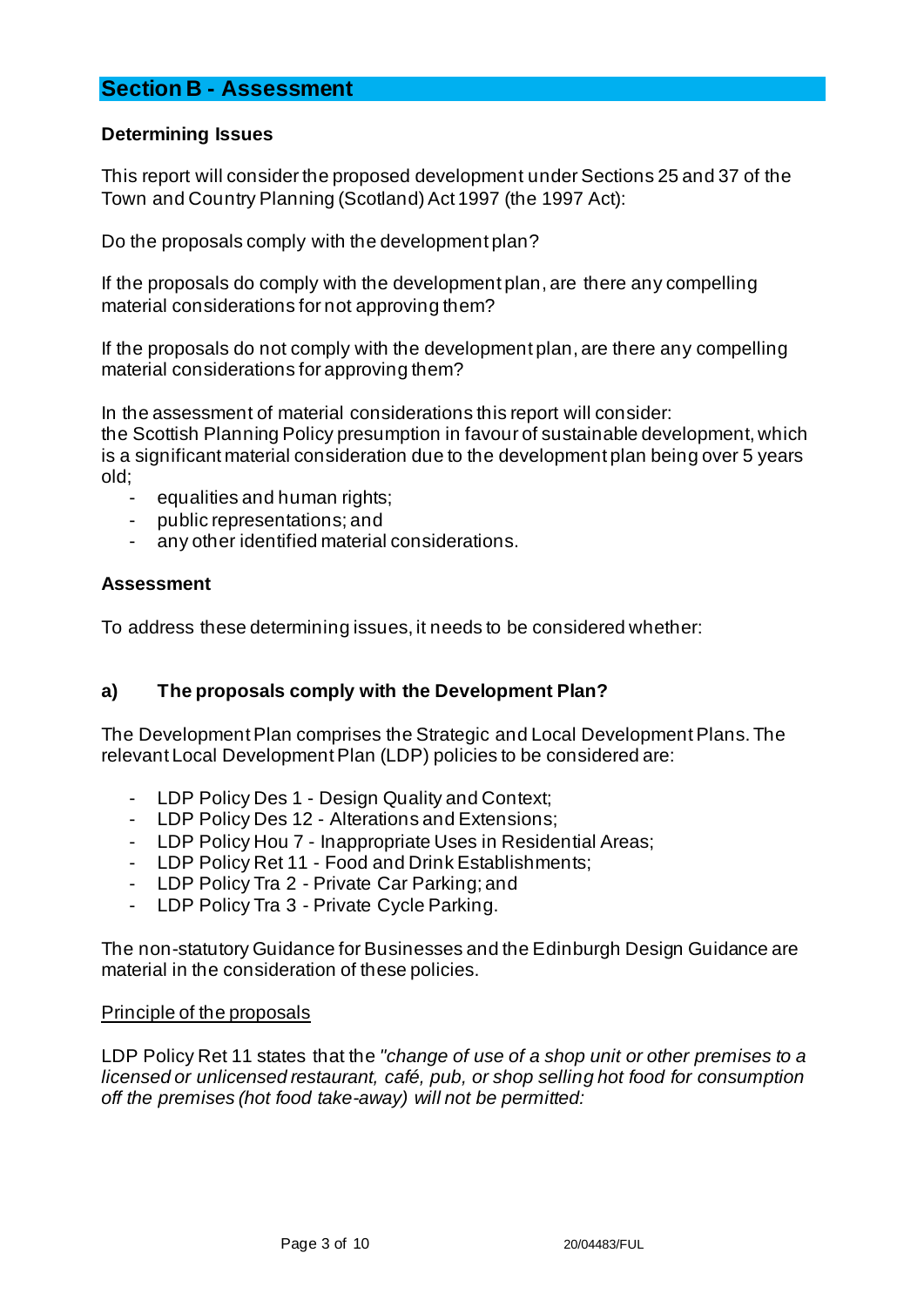## Section B - Assessment

### Determining Issues

This report will consider the proposed development under Sections 25 and 37 of the Town and Country Planning (Scotland) Act 1997 (the 1997 Act):

Do the proposals comply with the development plan?

If the proposals do comply with the development plan, are there any compelling material considerations for not approving them?

If the proposals do not comply with the development plan, are there any compelling material considerations for approving them?

In the assessment of material considerations this report will consider:
the Scottish Planning Policy presumption in favour of sustainable development, which is a significant material consideration due to the development plan being over 5 years old;

- equalities and human rights;
- public representations; and
- any other identified material considerations.

### Assessment

To address these determining issues, it needs to be considered whether:

### a) The proposals comply with the Development Plan?

The Development Plan comprises the Strategic and Local Development Plans. The relevant Local Development Plan (LDP) policies to be considered are:

- LDP Policy Des 1 - Design Quality and Context;
- LDP Policy Des 12 - Alterations and Extensions;
- LDP Policy Hou 7 - Inappropriate Uses in Residential Areas;
- LDP Policy Ret 11 - Food and Drink Establishments;
- LDP Policy Tra 2 - Private Car Parking; and
- LDP Policy Tra 3 - Private Cycle Parking.

The non-statutory Guidance for Businesses and the Edinburgh Design Guidance are material in the consideration of these policies.

<u>Principle of the proposals</u>

LDP Policy Ret 11 states that the *"change of use of a shop unit or other premises to a licensed or unlicensed restaurant, café, pub, or shop selling hot food for consumption off the premises (hot food take-away) will not be permitted:*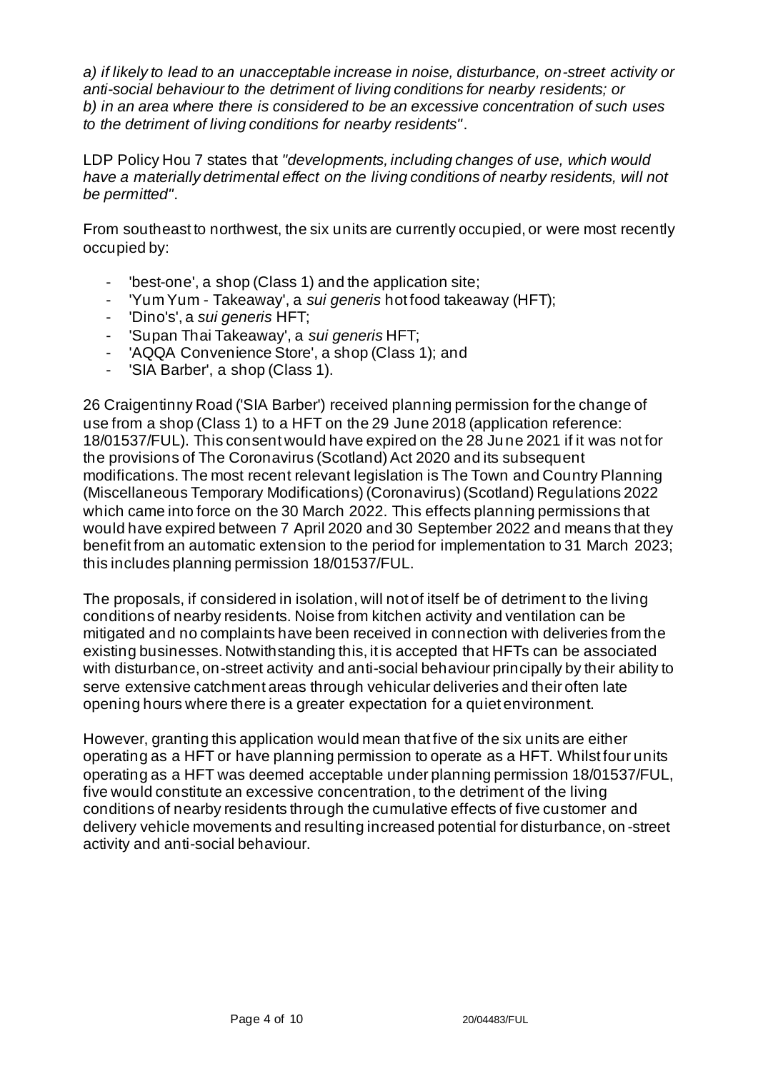*a) if likely to lead to an unacceptable increase in noise, disturbance, on-street activity or anti-social behaviour to the detriment of living conditions for nearby residents; or b) in an area where there is considered to be an excessive concentration of such uses to the detriment of living conditions for nearby residents"*.

LDP Policy Hou 7 states that *"developments, including changes of use, which would have a materially detrimental effect on the living conditions of nearby residents, will not be permitted"*.

From southeast to northwest, the six units are currently occupied, or were most recently occupied by:

- 'best-one', a shop (Class 1) and the application site;
- 'Yum Yum - Takeaway', a *sui generis* hot food takeaway (HFT);
- 'Dino's', a *sui generis* HFT;
- 'Supan Thai Takeaway', a *sui generis* HFT;
- 'AQQA Convenience Store', a shop (Class 1); and
- 'SIA Barber', a shop (Class 1).

26 Craigentinny Road ('SIA Barber') received planning permission for the change of use from a shop (Class 1) to a HFT on the 29 June 2018 (application reference: 18/01537/FUL). This consent would have expired on the 28 June 2021 if it was not for the provisions of The Coronavirus (Scotland) Act 2020 and its subsequent modifications. The most recent relevant legislation is The Town and Country Planning (Miscellaneous Temporary Modifications) (Coronavirus) (Scotland) Regulations 2022 which came into force on the 30 March 2022. This effects planning permissions that would have expired between 7 April 2020 and 30 September 2022 and means that they benefit from an automatic extension to the period for implementation to 31 March 2023; this includes planning permission 18/01537/FUL.

The proposals, if considered in isolation, will not of itself be of detriment to the living conditions of nearby residents. Noise from kitchen activity and ventilation can be mitigated and no complaints have been received in connection with deliveries from the existing businesses. Notwithstanding this, it is accepted that HFTs can be associated with disturbance, on-street activity and anti-social behaviour principally by their ability to serve extensive catchment areas through vehicular deliveries and their often late opening hours where there is a greater expectation for a quiet environment.

However, granting this application would mean that five of the six units are either operating as a HFT or have planning permission to operate as a HFT. Whilst four units operating as a HFT was deemed acceptable under planning permission 18/01537/FUL, five would constitute an excessive concentration, to the detriment of the living conditions of nearby residents through the cumulative effects of five customer and delivery vehicle movements and resulting increased potential for disturbance, on-street activity and anti-social behaviour.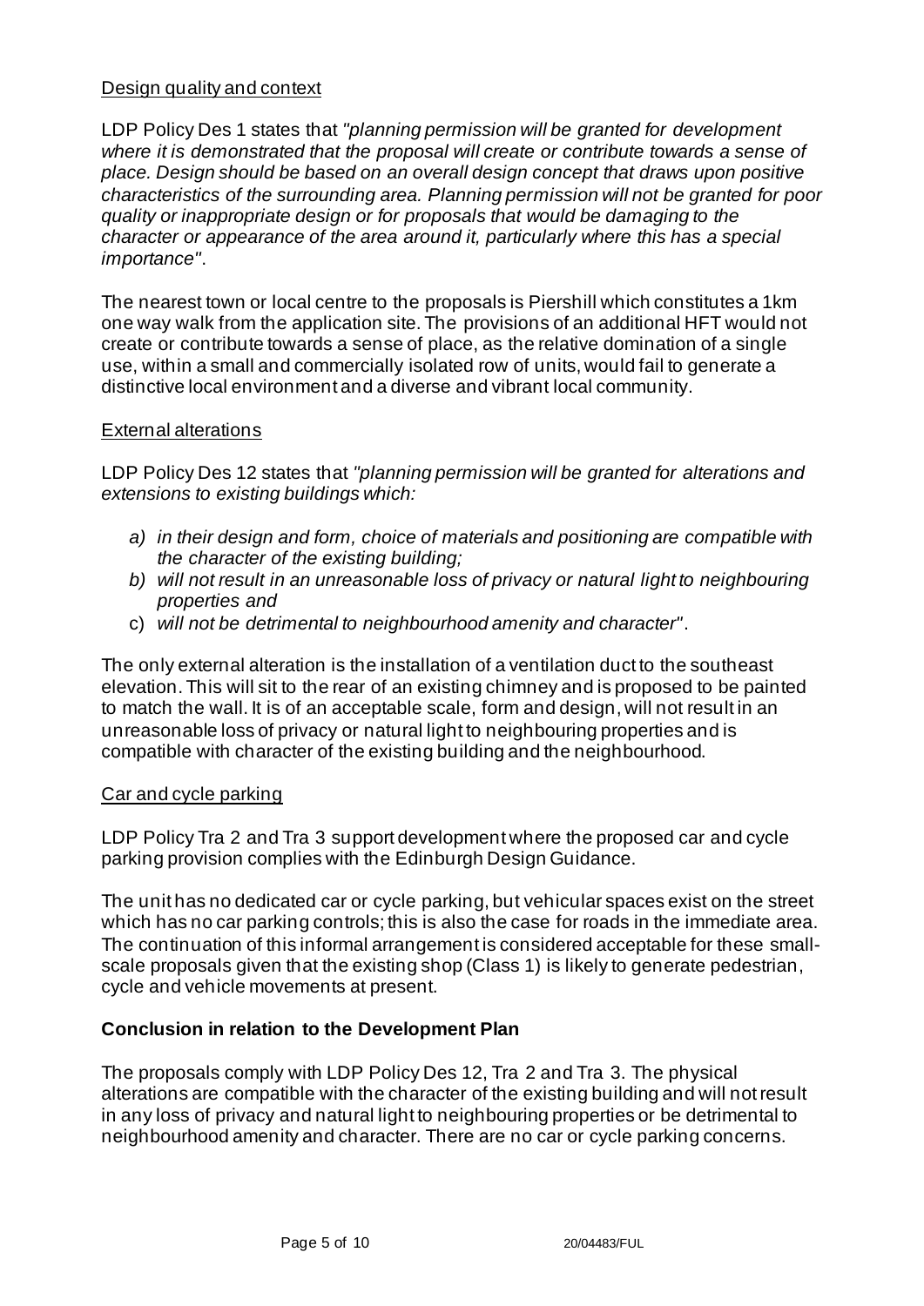Design quality and context

LDP Policy Des 1 states that *"planning permission will be granted for development where it is demonstrated that the proposal will create or contribute towards a sense of place. Design should be based on an overall design concept that draws upon positive characteristics of the surrounding area. Planning permission will not be granted for poor quality or inappropriate design or for proposals that would be damaging to the character or appearance of the area around it, particularly where this has a special importance"*.

The nearest town or local centre to the proposals is Piershill which constitutes a 1km one way walk from the application site. The provisions of an additional HFT would not create or contribute towards a sense of place, as the relative domination of a single use, within a small and commercially isolated row of units, would fail to generate a distinctive local environment and a diverse and vibrant local community.

External alterations

LDP Policy Des 12 states that *"planning permission will be granted for alterations and extensions to existing buildings which:*

- a) *in their design and form, choice of materials and positioning are compatible with the character of the existing building;*
- b) *will not result in an unreasonable loss of privacy or natural light to neighbouring properties and*
- c) *will not be detrimental to neighbourhood amenity and character"*.

The only external alteration is the installation of a ventilation duct to the southeast elevation. This will sit to the rear of an existing chimney and is proposed to be painted to match the wall. It is of an acceptable scale, form and design, will not result in an unreasonable loss of privacy or natural light to neighbouring properties and is compatible with character of the existing building and the neighbourhood.

Car and cycle parking

LDP Policy Tra 2 and Tra 3 support development where the proposed car and cycle parking provision complies with the Edinburgh Design Guidance.

The unit has no dedicated car or cycle parking, but vehicular spaces exist on the street which has no car parking controls; this is also the case for roads in the immediate area. The continuation of this informal arrangement is considered acceptable for these small-scale proposals given that the existing shop (Class 1) is likely to generate pedestrian, cycle and vehicle movements at present.

**Conclusion in relation to the Development Plan**

The proposals comply with LDP Policy Des 12, Tra 2 and Tra 3. The physical alterations are compatible with the character of the existing building and will not result in any loss of privacy and natural light to neighbouring properties or be detrimental to neighbourhood amenity and character. There are no car or cycle parking concerns.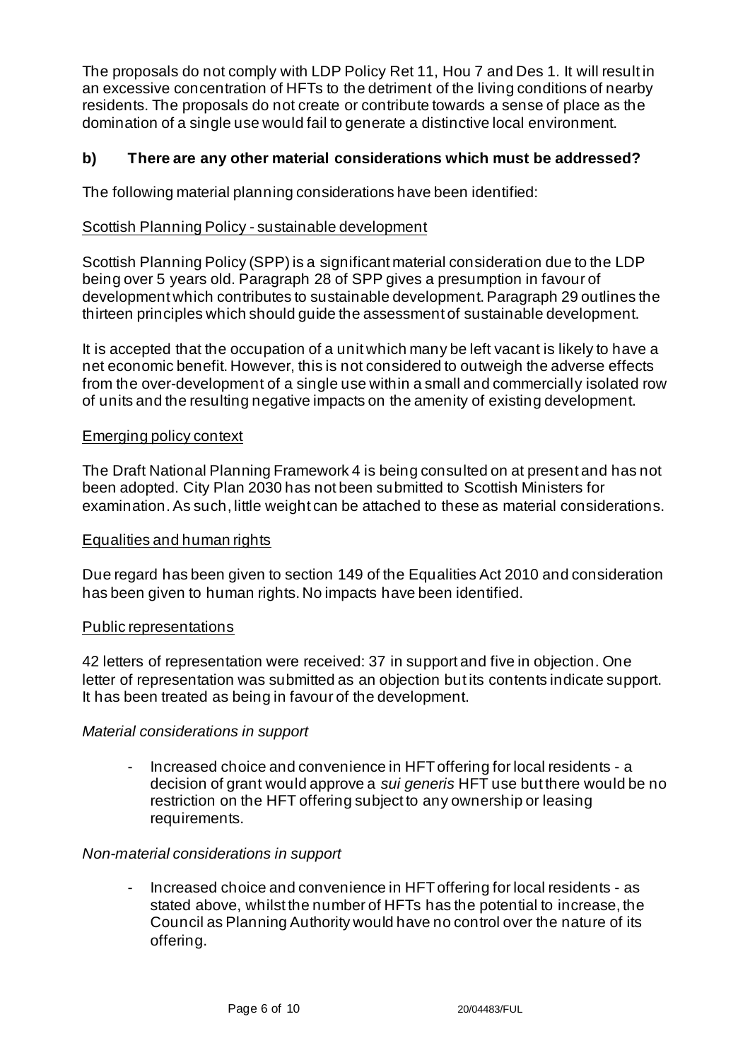The proposals do not comply with LDP Policy Ret 11, Hou 7 and Des 1. It will result in an excessive concentration of HFTs to the detriment of the living conditions of nearby residents. The proposals do not create or contribute towards a sense of place as the domination of a single use would fail to generate a distinctive local environment.

### b) There are any other material considerations which must be addressed?

The following material planning considerations have been identified:

Scottish Planning Policy - sustainable development

Scottish Planning Policy (SPP) is a significant material consideration due to the LDP being over 5 years old. Paragraph 28 of SPP gives a presumption in favour of development which contributes to sustainable development. Paragraph 29 outlines the thirteen principles which should guide the assessment of sustainable development.

It is accepted that the occupation of a unit which many be left vacant is likely to have a net economic benefit. However, this is not considered to outweigh the adverse effects from the over-development of a single use within a small and commercially isolated row of units and the resulting negative impacts on the amenity of existing development.

Emerging policy context

The Draft National Planning Framework 4 is being consulted on at present and has not been adopted. City Plan 2030 has not been submitted to Scottish Ministers for examination. As such, little weight can be attached to these as material considerations.

Equalities and human rights

Due regard has been given to section 149 of the Equalities Act 2010 and consideration has been given to human rights. No impacts have been identified.

Public representations

42 letters of representation were received: 37 in support and five in objection. One letter of representation was submitted as an objection but its contents indicate support. It has been treated as being in favour of the development.

*Material considerations in support*

- Increased choice and convenience in HFT offering for local residents - a decision of grant would approve a *sui generis* HFT use but there would be no restriction on the HFT offering subject to any ownership or leasing requirements.

*Non-material considerations in support*

- Increased choice and convenience in HFT offering for local residents - as stated above, whilst the number of HFTs has the potential to increase, the Council as Planning Authority would have no control over the nature of its offering.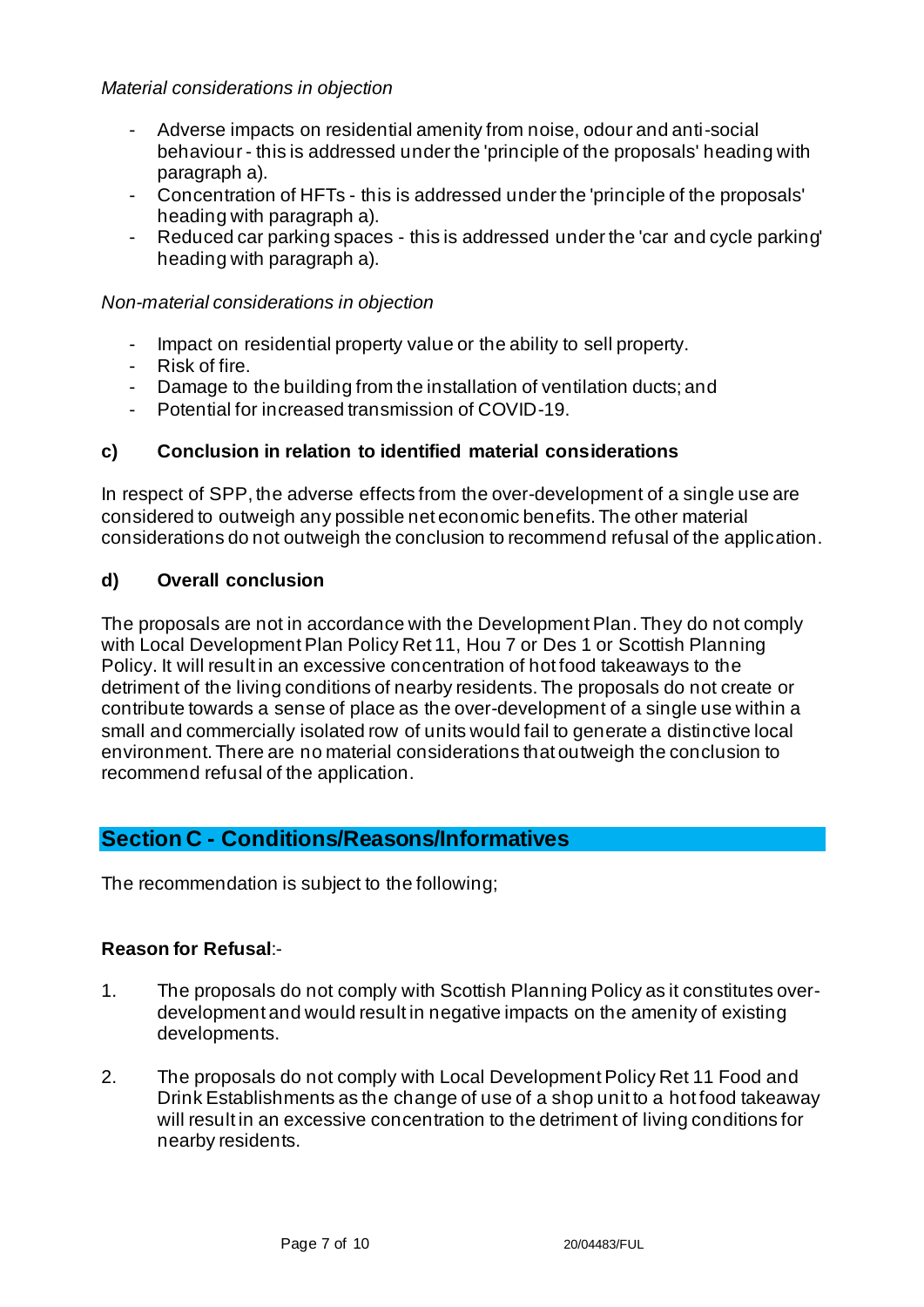*Material considerations in objection*

- Adverse impacts on residential amenity from noise, odour and anti-social behaviour - this is addressed under the 'principle of the proposals' heading with paragraph a).
- Concentration of HFTs - this is addressed under the 'principle of the proposals' heading with paragraph a).
- Reduced car parking spaces - this is addressed under the 'car and cycle parking' heading with paragraph a).

*Non-material considerations in objection*

- Impact on residential property value or the ability to sell property.
- Risk of fire.
- Damage to the building from the installation of ventilation ducts; and
- Potential for increased transmission of COVID-19.

**c) Conclusion in relation to identified material considerations**

In respect of SPP, the adverse effects from the over-development of a single use are considered to outweigh any possible net economic benefits. The other material considerations do not outweigh the conclusion to recommend refusal of the application.

**d) Overall conclusion**

The proposals are not in accordance with the Development Plan. They do not comply with Local Development Plan Policy Ret 11, Hou 7 or Des 1 or Scottish Planning Policy. It will result in an excessive concentration of hot food takeaways to the detriment of the living conditions of nearby residents. The proposals do not create or contribute towards a sense of place as the over-development of a single use within a small and commercially isolated row of units would fail to generate a distinctive local environment. There are no material considerations that outweigh the conclusion to recommend refusal of the application.

## Section C - Conditions/Reasons/Informatives

The recommendation is subject to the following;

**Reason for Refusal**:-

1. The proposals do not comply with Scottish Planning Policy as it constitutes over-development and would result in negative impacts on the amenity of existing developments.

2. The proposals do not comply with Local Development Policy Ret 11 Food and Drink Establishments as the change of use of a shop unit to a hot food takeaway will result in an excessive concentration to the detriment of living conditions for nearby residents.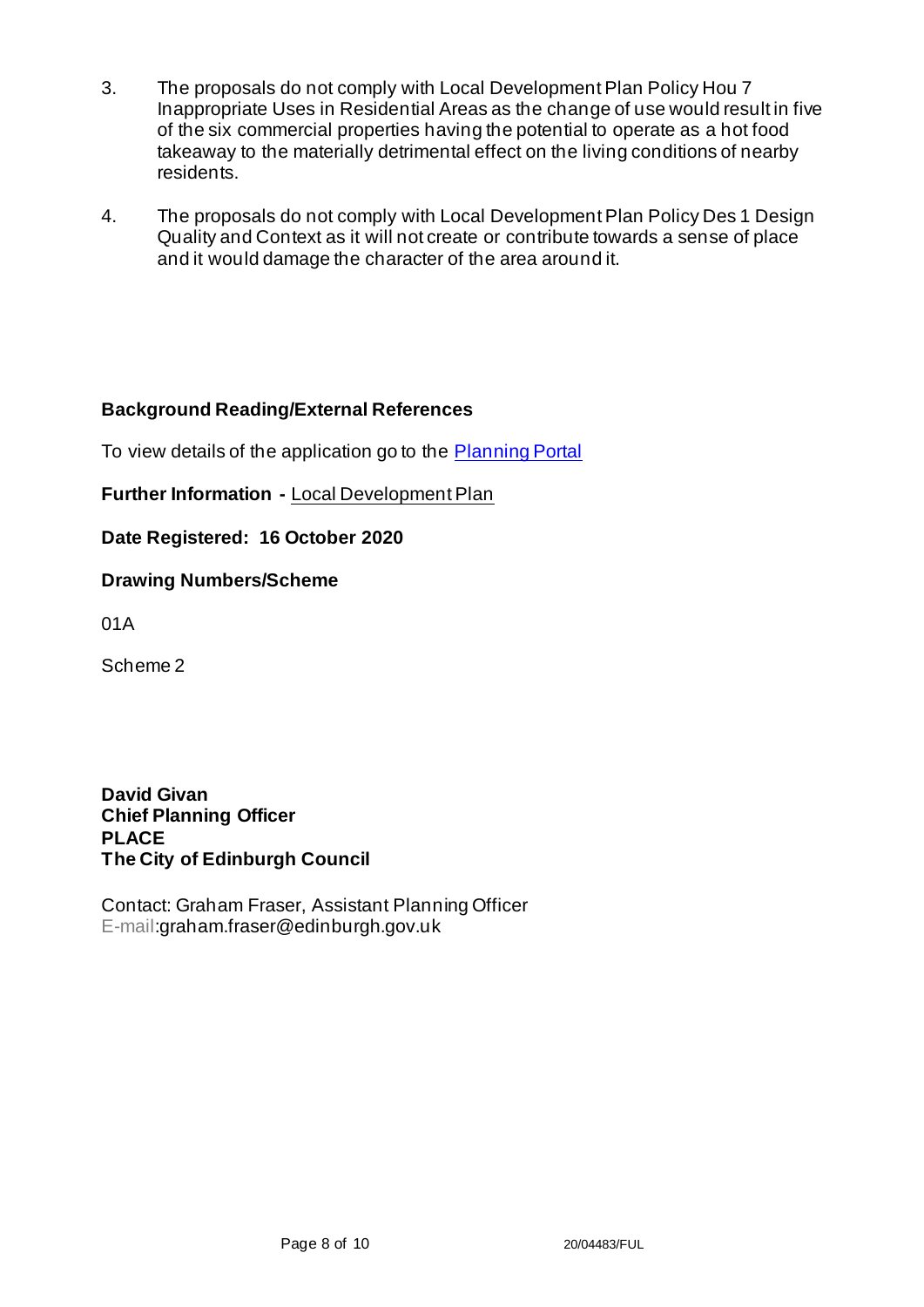3. The proposals do not comply with Local Development Plan Policy Hou 7 Inappropriate Uses in Residential Areas as the change of use would result in five of the six commercial properties having the potential to operate as a hot food takeaway to the materially detrimental effect on the living conditions of nearby residents.

4. The proposals do not comply with Local Development Plan Policy Des 1 Design Quality and Context as it will not create or contribute towards a sense of place and it would damage the character of the area around it.

**Background Reading/External References**

To view details of the application go to the Planning Portal

**Further Information -** Local Development Plan

**Date Registered: 16 October 2020**

**Drawing Numbers/Scheme**

01A

Scheme 2

**David Givan**
**Chief Planning Officer**
**PLACE**
**The City of Edinburgh Council**

Contact: Graham Fraser, Assistant Planning Officer
E-mail:graham.fraser@edinburgh.gov.uk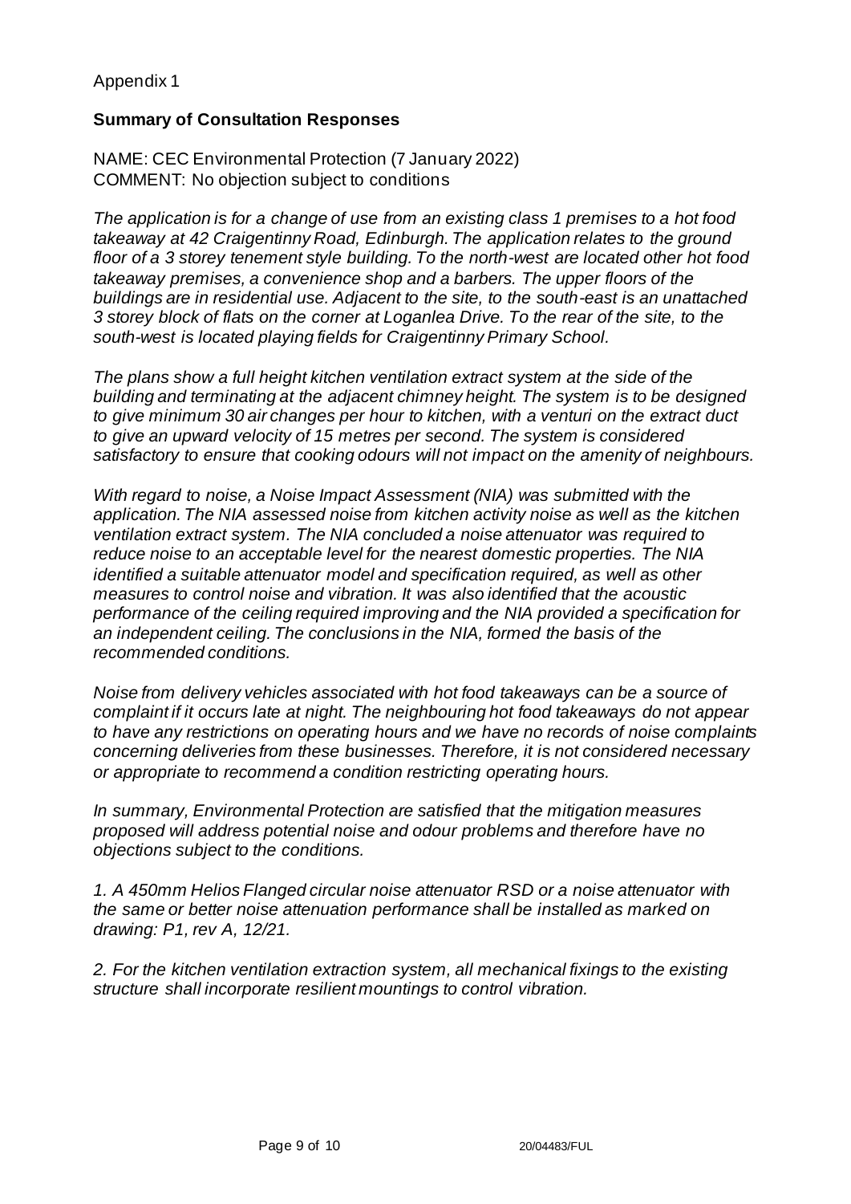Appendix 1

## Summary of Consultation Responses

NAME: CEC Environmental Protection (7 January 2022)
COMMENT: No objection subject to conditions

*The application is for a change of use from an existing class 1 premises to a hot food takeaway at 42 Craigentinny Road, Edinburgh. The application relates to the ground floor of a 3 storey tenement style building. To the north-west are located other hot food takeaway premises, a convenience shop and a barbers. The upper floors of the buildings are in residential use. Adjacent to the site, to the south-east is an unattached 3 storey block of flats on the corner at Loganlea Drive. To the rear of the site, to the south-west is located playing fields for Craigentinny Primary School.*

*The plans show a full height kitchen ventilation extract system at the side of the building and terminating at the adjacent chimney height. The system is to be designed to give minimum 30 air changes per hour to kitchen, with a venturi on the extract duct to give an upward velocity of 15 metres per second. The system is considered satisfactory to ensure that cooking odours will not impact on the amenity of neighbours.*

*With regard to noise, a Noise Impact Assessment (NIA) was submitted with the application. The NIA assessed noise from kitchen activity noise as well as the kitchen ventilation extract system. The NIA concluded a noise attenuator was required to reduce noise to an acceptable level for the nearest domestic properties. The NIA identified a suitable attenuator model and specification required, as well as other measures to control noise and vibration. It was also identified that the acoustic performance of the ceiling required improving and the NIA provided a specification for an independent ceiling. The conclusions in the NIA, formed the basis of the recommended conditions.*

*Noise from delivery vehicles associated with hot food takeaways can be a source of complaint if it occurs late at night. The neighbouring hot food takeaways do not appear to have any restrictions on operating hours and we have no records of noise complaints concerning deliveries from these businesses. Therefore, it is not considered necessary or appropriate to recommend a condition restricting operating hours.*

*In summary, Environmental Protection are satisfied that the mitigation measures proposed will address potential noise and odour problems and therefore have no objections subject to the conditions.*

*1. A 450mm Helios Flanged circular noise attenuator RSD or a noise attenuator with the same or better noise attenuation performance shall be installed as marked on drawing: P1, rev A, 12/21.*

*2. For the kitchen ventilation extraction system, all mechanical fixings to the existing structure shall incorporate resilient mountings to control vibration.*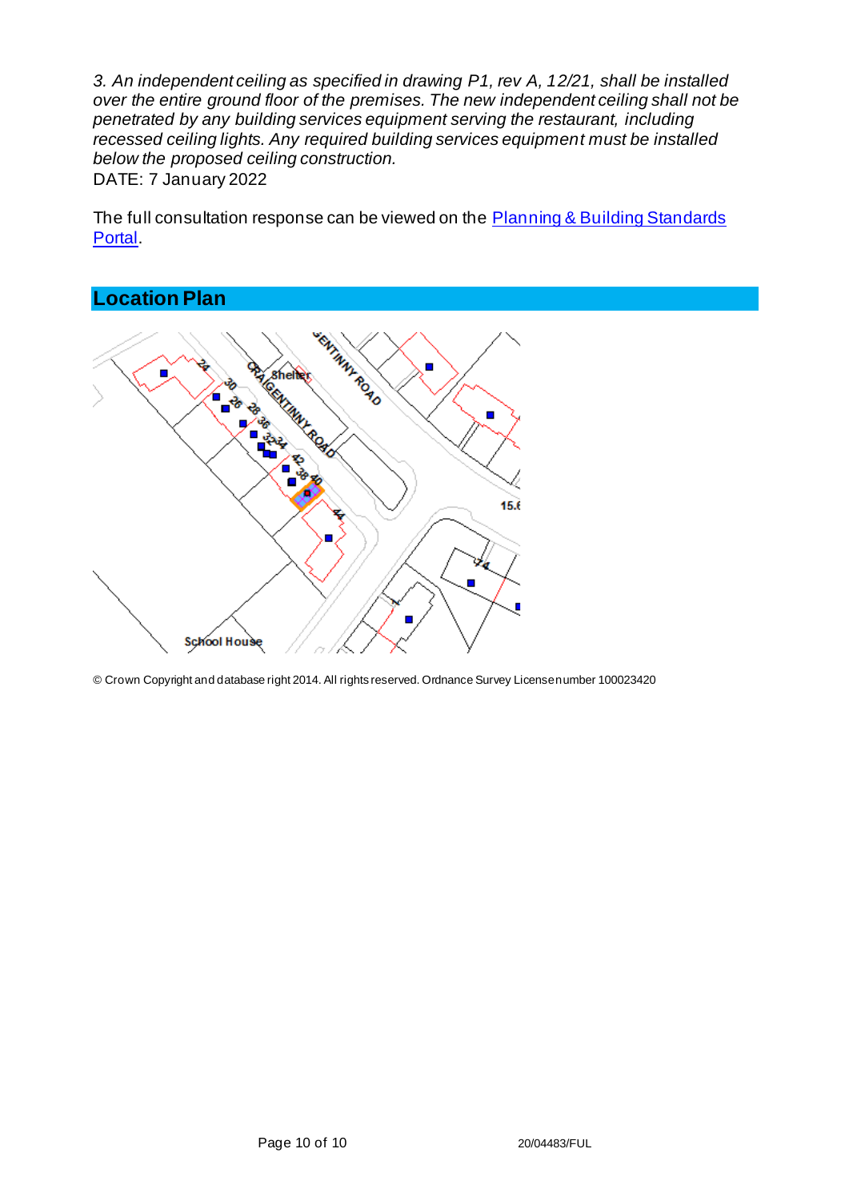*3. An independent ceiling as specified in drawing P1, rev A, 12/21, shall be installed over the entire ground floor of the premises. The new independent ceiling shall not be penetrated by any building services equipment serving the restaurant, including recessed ceiling lights. Any required building services equipment must be installed below the proposed ceiling construction.*
DATE: 7 January 2022

The full consultation response can be viewed on the Planning & Building Standards Portal.

## Location Plan

© Crown Copyright and database right 2014. All rights reserved. Ordnance Survey License number 100023420